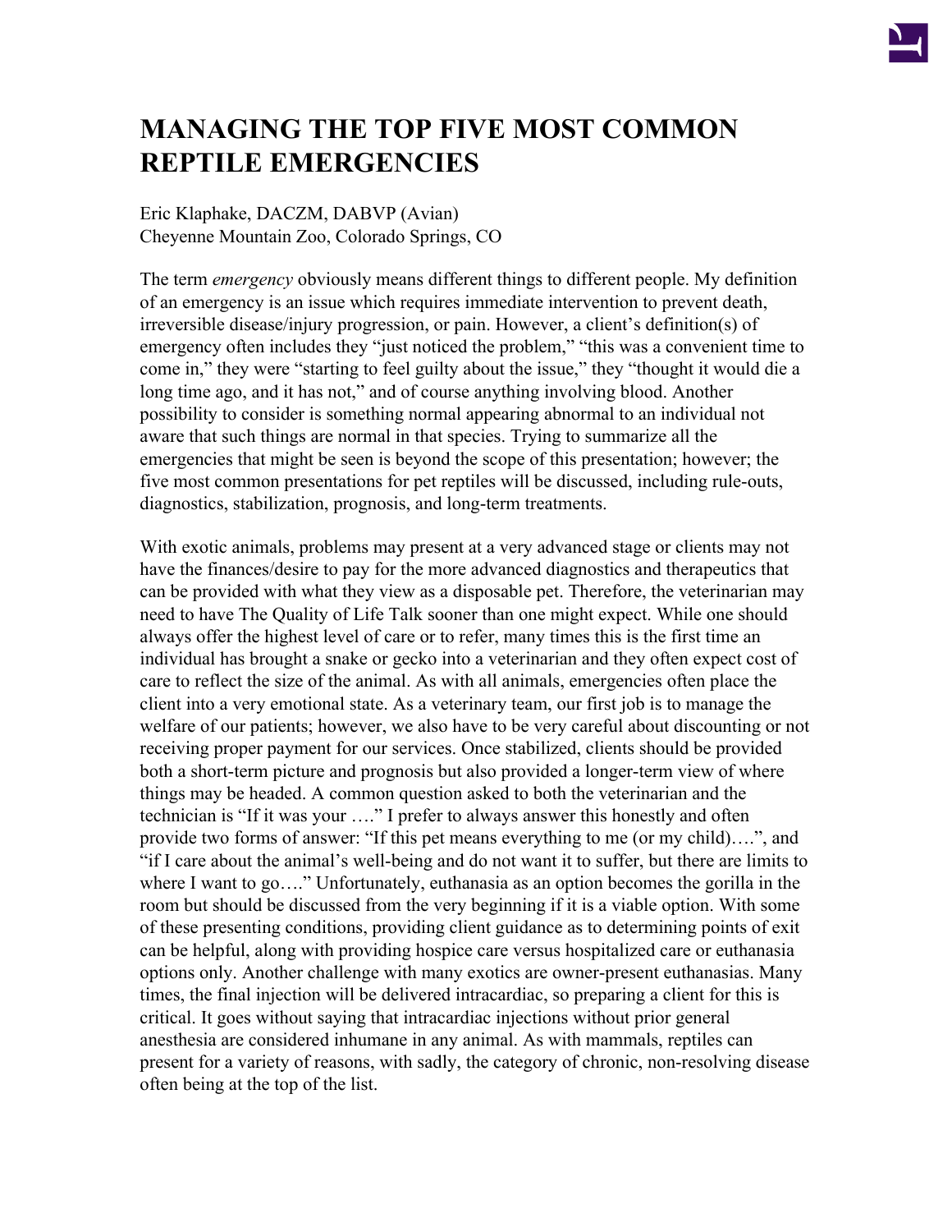# MANAGING THE TOP FIVE MOST COMMON REPTILE EMERGENCIES

Eric Klaphake, DACZM, DABVP (Avian)
Cheyenne Mountain Zoo, Colorado Springs, CO

The term *emergency* obviously means different things to different people. My definition of an emergency is an issue which requires immediate intervention to prevent death, irreversible disease/injury progression, or pain. However, a client's definition(s) of emergency often includes they "just noticed the problem," "this was a convenient time to come in," they were "starting to feel guilty about the issue," they "thought it would die a long time ago, and it has not," and of course anything involving blood. Another possibility to consider is something normal appearing abnormal to an individual not aware that such things are normal in that species. Trying to summarize all the emergencies that might be seen is beyond the scope of this presentation; however; the five most common presentations for pet reptiles will be discussed, including rule-outs, diagnostics, stabilization, prognosis, and long-term treatments.

With exotic animals, problems may present at a very advanced stage or clients may not have the finances/desire to pay for the more advanced diagnostics and therapeutics that can be provided with what they view as a disposable pet. Therefore, the veterinarian may need to have The Quality of Life Talk sooner than one might expect. While one should always offer the highest level of care or to refer, many times this is the first time an individual has brought a snake or gecko into a veterinarian and they often expect cost of care to reflect the size of the animal. As with all animals, emergencies often place the client into a very emotional state. As a veterinary team, our first job is to manage the welfare of our patients; however, we also have to be very careful about discounting or not receiving proper payment for our services. Once stabilized, clients should be provided both a short-term picture and prognosis but also provided a longer-term view of where things may be headed. A common question asked to both the veterinarian and the technician is "If it was your …." I prefer to always answer this honestly and often provide two forms of answer: "If this pet means everything to me (or my child)….", and "if I care about the animal's well-being and do not want it to suffer, but there are limits to where I want to go…." Unfortunately, euthanasia as an option becomes the gorilla in the room but should be discussed from the very beginning if it is a viable option. With some of these presenting conditions, providing client guidance as to determining points of exit can be helpful, along with providing hospice care versus hospitalized care or euthanasia options only. Another challenge with many exotics are owner-present euthanasias. Many times, the final injection will be delivered intracardiac, so preparing a client for this is critical. It goes without saying that intracardiac injections without prior general anesthesia are considered inhumane in any animal. As with mammals, reptiles can present for a variety of reasons, with sadly, the category of chronic, non-resolving disease often being at the top of the list.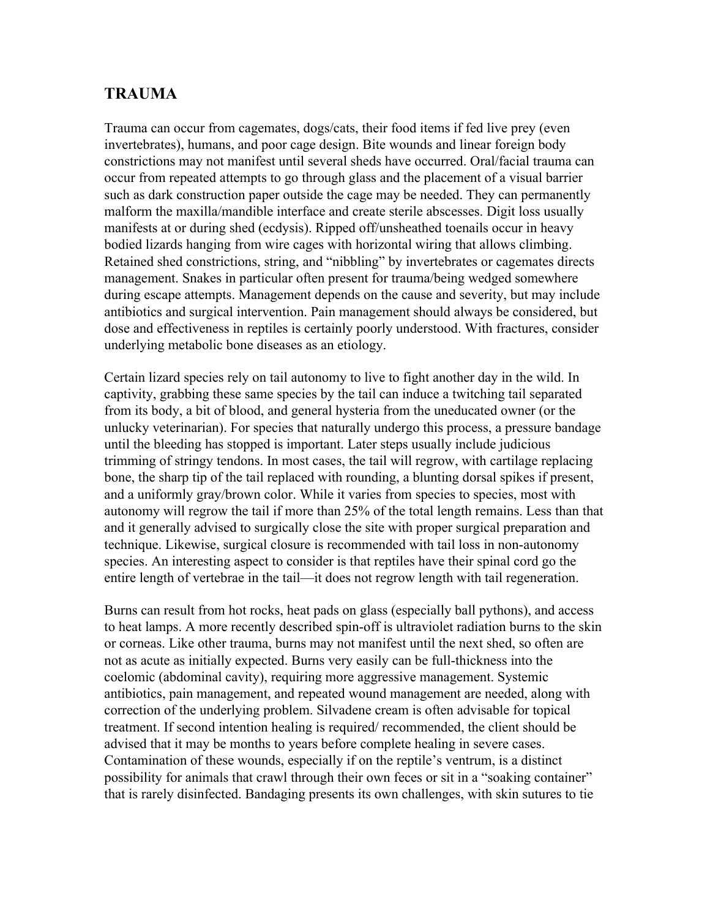## TRAUMA

Trauma can occur from cagemates, dogs/cats, their food items if fed live prey (even invertebrates), humans, and poor cage design. Bite wounds and linear foreign body constrictions may not manifest until several sheds have occurred. Oral/facial trauma can occur from repeated attempts to go through glass and the placement of a visual barrier such as dark construction paper outside the cage may be needed. They can permanently malform the maxilla/mandible interface and create sterile abscesses. Digit loss usually manifests at or during shed (ecdysis). Ripped off/unsheathed toenails occur in heavy bodied lizards hanging from wire cages with horizontal wiring that allows climbing. Retained shed constrictions, string, and "nibbling" by invertebrates or cagemates directs management. Snakes in particular often present for trauma/being wedged somewhere during escape attempts. Management depends on the cause and severity, but may include antibiotics and surgical intervention. Pain management should always be considered, but dose and effectiveness in reptiles is certainly poorly understood. With fractures, consider underlying metabolic bone diseases as an etiology.

Certain lizard species rely on tail autonomy to live to fight another day in the wild. In captivity, grabbing these same species by the tail can induce a twitching tail separated from its body, a bit of blood, and general hysteria from the uneducated owner (or the unlucky veterinarian). For species that naturally undergo this process, a pressure bandage until the bleeding has stopped is important. Later steps usually include judicious trimming of stringy tendons. In most cases, the tail will regrow, with cartilage replacing bone, the sharp tip of the tail replaced with rounding, a blunting dorsal spikes if present, and a uniformly gray/brown color. While it varies from species to species, most with autonomy will regrow the tail if more than 25% of the total length remains. Less than that and it generally advised to surgically close the site with proper surgical preparation and technique. Likewise, surgical closure is recommended with tail loss in non-autonomy species. An interesting aspect to consider is that reptiles have their spinal cord go the entire length of vertebrae in the tail—it does not regrow length with tail regeneration.

Burns can result from hot rocks, heat pads on glass (especially ball pythons), and access to heat lamps. A more recently described spin-off is ultraviolet radiation burns to the skin or corneas. Like other trauma, burns may not manifest until the next shed, so often are not as acute as initially expected. Burns very easily can be full-thickness into the coelomic (abdominal cavity), requiring more aggressive management. Systemic antibiotics, pain management, and repeated wound management are needed, along with correction of the underlying problem. Silvadene cream is often advisable for topical treatment. If second intention healing is required/ recommended, the client should be advised that it may be months to years before complete healing in severe cases. Contamination of these wounds, especially if on the reptile's ventrum, is a distinct possibility for animals that crawl through their own feces or sit in a "soaking container" that is rarely disinfected. Bandaging presents its own challenges, with skin sutures to tie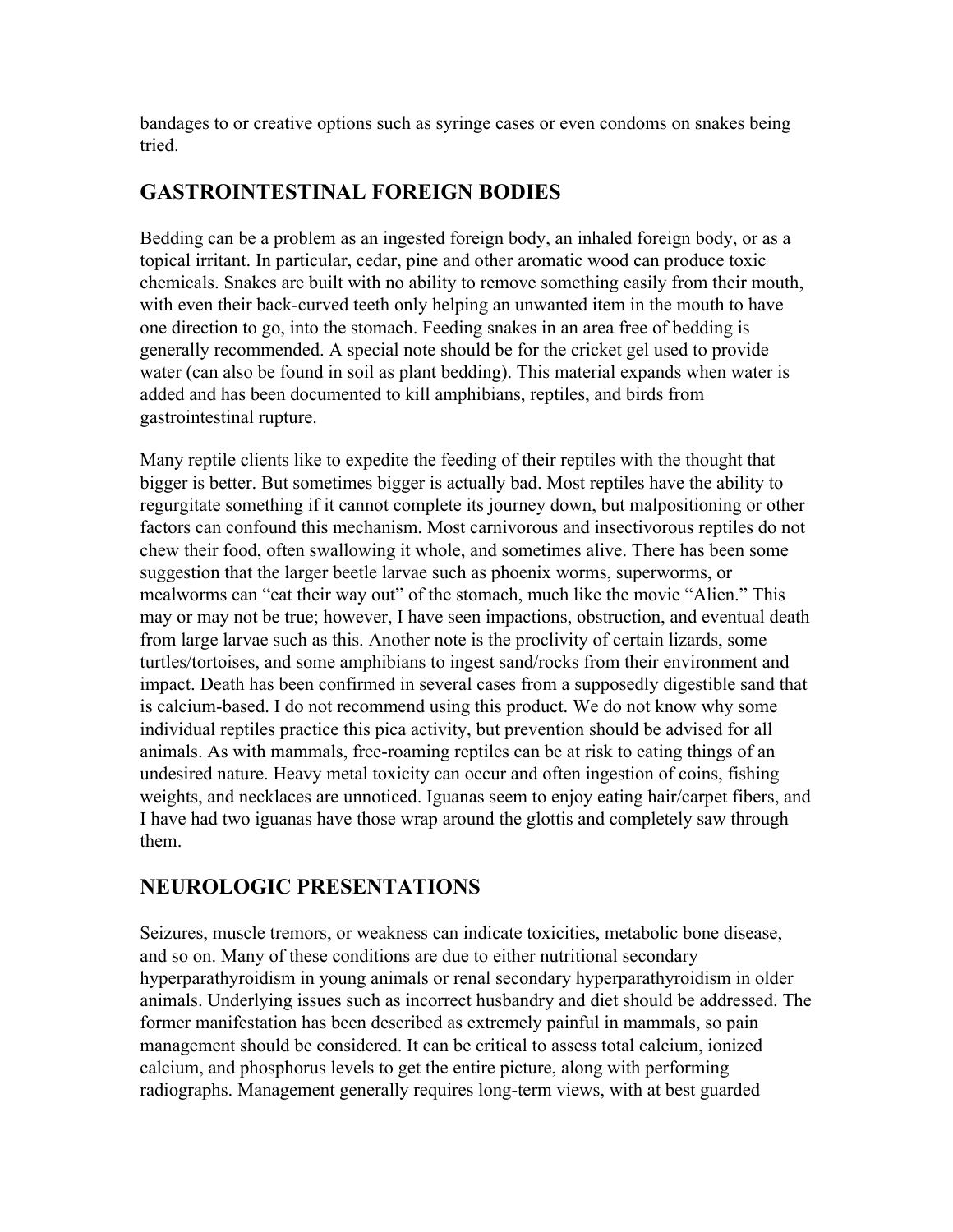bandages to or creative options such as syringe cases or even condoms on snakes being tried.

## GASTROINTESTINAL FOREIGN BODIES

Bedding can be a problem as an ingested foreign body, an inhaled foreign body, or as a topical irritant. In particular, cedar, pine and other aromatic wood can produce toxic chemicals. Snakes are built with no ability to remove something easily from their mouth, with even their back-curved teeth only helping an unwanted item in the mouth to have one direction to go, into the stomach. Feeding snakes in an area free of bedding is generally recommended. A special note should be for the cricket gel used to provide water (can also be found in soil as plant bedding). This material expands when water is added and has been documented to kill amphibians, reptiles, and birds from gastrointestinal rupture.

Many reptile clients like to expedite the feeding of their reptiles with the thought that bigger is better. But sometimes bigger is actually bad. Most reptiles have the ability to regurgitate something if it cannot complete its journey down, but malpositioning or other factors can confound this mechanism. Most carnivorous and insectivorous reptiles do not chew their food, often swallowing it whole, and sometimes alive. There has been some suggestion that the larger beetle larvae such as phoenix worms, superworms, or mealworms can "eat their way out" of the stomach, much like the movie "Alien." This may or may not be true; however, I have seen impactions, obstruction, and eventual death from large larvae such as this. Another note is the proclivity of certain lizards, some turtles/tortoises, and some amphibians to ingest sand/rocks from their environment and impact. Death has been confirmed in several cases from a supposedly digestible sand that is calcium-based. I do not recommend using this product. We do not know why some individual reptiles practice this pica activity, but prevention should be advised for all animals. As with mammals, free-roaming reptiles can be at risk to eating things of an undesired nature. Heavy metal toxicity can occur and often ingestion of coins, fishing weights, and necklaces are unnoticed. Iguanas seem to enjoy eating hair/carpet fibers, and I have had two iguanas have those wrap around the glottis and completely saw through them.

## NEUROLOGIC PRESENTATIONS

Seizures, muscle tremors, or weakness can indicate toxicities, metabolic bone disease, and so on. Many of these conditions are due to either nutritional secondary hyperparathyroidism in young animals or renal secondary hyperparathyroidism in older animals. Underlying issues such as incorrect husbandry and diet should be addressed. The former manifestation has been described as extremely painful in mammals, so pain management should be considered. It can be critical to assess total calcium, ionized calcium, and phosphorus levels to get the entire picture, along with performing radiographs. Management generally requires long-term views, with at best guarded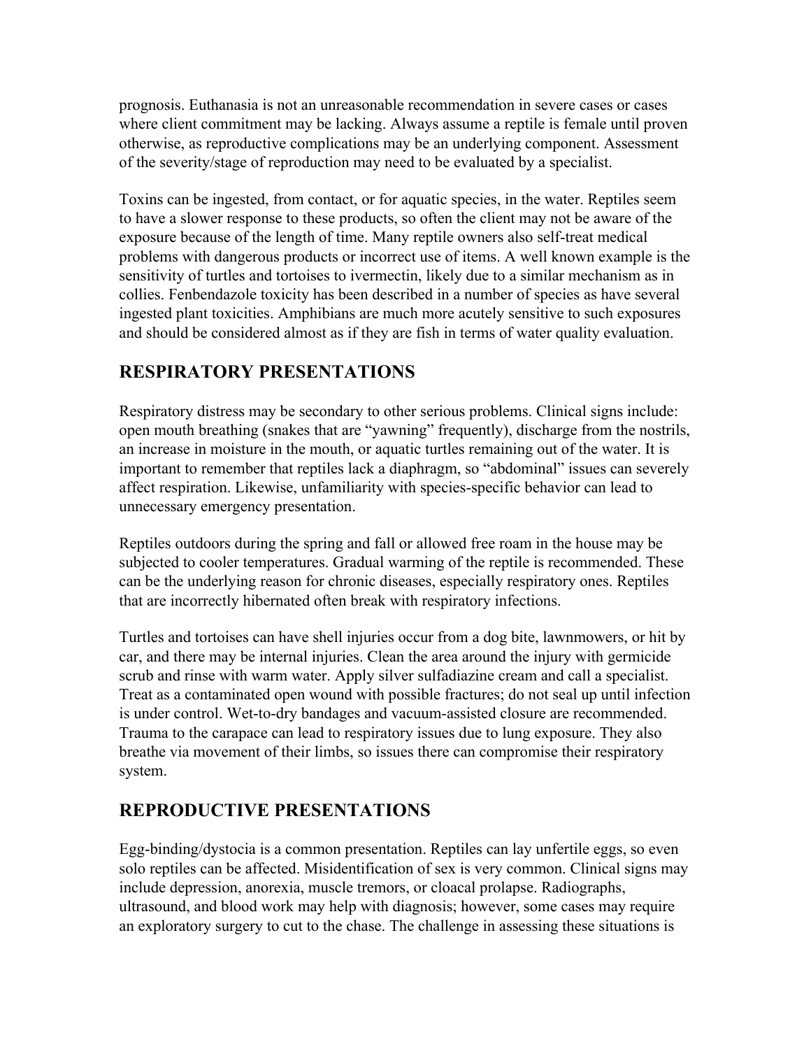prognosis. Euthanasia is not an unreasonable recommendation in severe cases or cases where client commitment may be lacking. Always assume a reptile is female until proven otherwise, as reproductive complications may be an underlying component. Assessment of the severity/stage of reproduction may need to be evaluated by a specialist.

Toxins can be ingested, from contact, or for aquatic species, in the water. Reptiles seem to have a slower response to these products, so often the client may not be aware of the exposure because of the length of time. Many reptile owners also self-treat medical problems with dangerous products or incorrect use of items. A well known example is the sensitivity of turtles and tortoises to ivermectin, likely due to a similar mechanism as in collies. Fenbendazole toxicity has been described in a number of species as have several ingested plant toxicities. Amphibians are much more acutely sensitive to such exposures and should be considered almost as if they are fish in terms of water quality evaluation.

## RESPIRATORY PRESENTATIONS

Respiratory distress may be secondary to other serious problems. Clinical signs include: open mouth breathing (snakes that are "yawning" frequently), discharge from the nostrils, an increase in moisture in the mouth, or aquatic turtles remaining out of the water. It is important to remember that reptiles lack a diaphragm, so "abdominal" issues can severely affect respiration. Likewise, unfamiliarity with species-specific behavior can lead to unnecessary emergency presentation.

Reptiles outdoors during the spring and fall or allowed free roam in the house may be subjected to cooler temperatures. Gradual warming of the reptile is recommended. These can be the underlying reason for chronic diseases, especially respiratory ones. Reptiles that are incorrectly hibernated often break with respiratory infections.

Turtles and tortoises can have shell injuries occur from a dog bite, lawnmowers, or hit by car, and there may be internal injuries. Clean the area around the injury with germicide scrub and rinse with warm water. Apply silver sulfadiazine cream and call a specialist. Treat as a contaminated open wound with possible fractures; do not seal up until infection is under control. Wet-to-dry bandages and vacuum-assisted closure are recommended. Trauma to the carapace can lead to respiratory issues due to lung exposure. They also breathe via movement of their limbs, so issues there can compromise their respiratory system.

## REPRODUCTIVE PRESENTATIONS

Egg-binding/dystocia is a common presentation. Reptiles can lay unfertile eggs, so even solo reptiles can be affected. Misidentification of sex is very common. Clinical signs may include depression, anorexia, muscle tremors, or cloacal prolapse. Radiographs, ultrasound, and blood work may help with diagnosis; however, some cases may require an exploratory surgery to cut to the chase. The challenge in assessing these situations is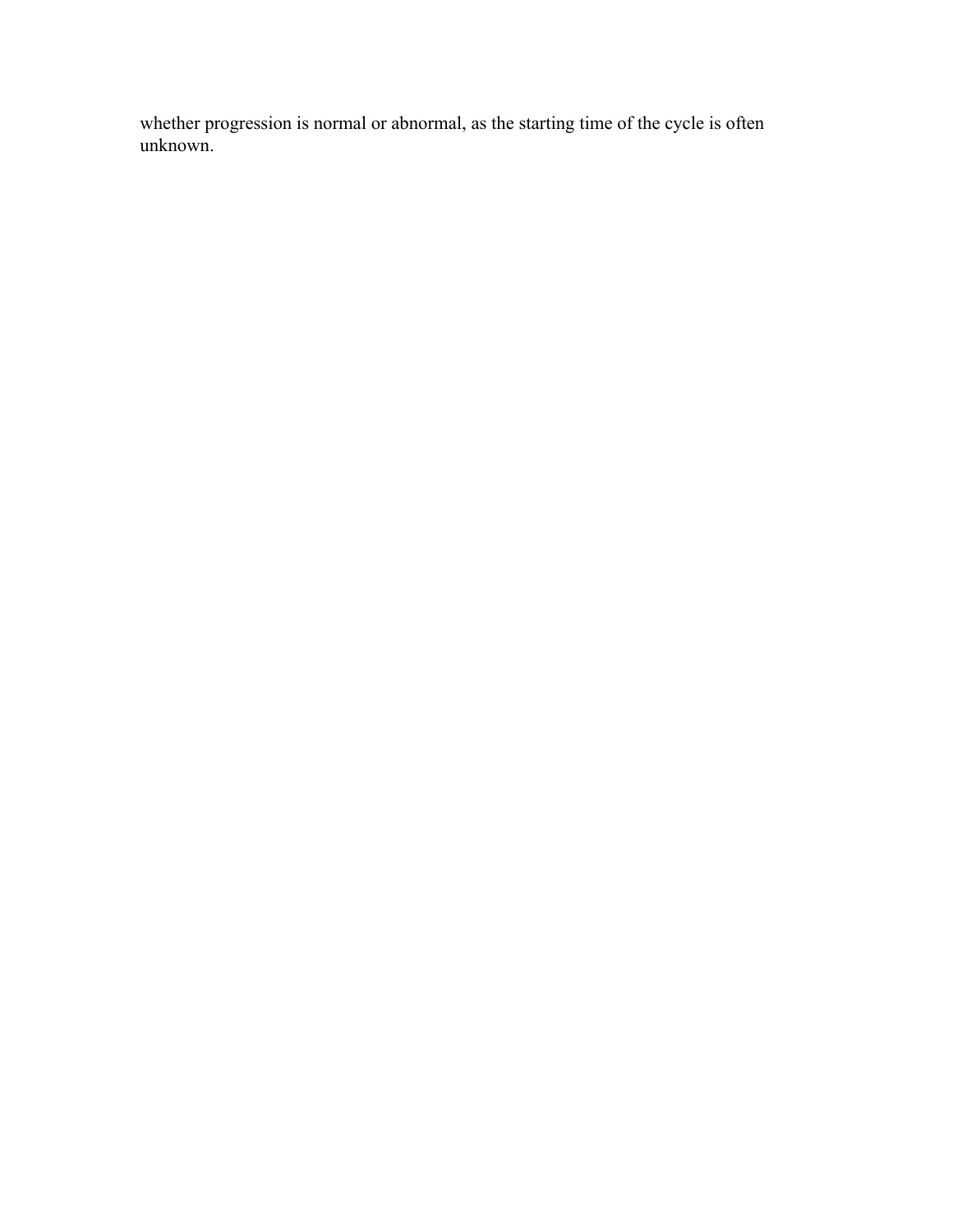whether progression is normal or abnormal, as the starting time of the cycle is often unknown.